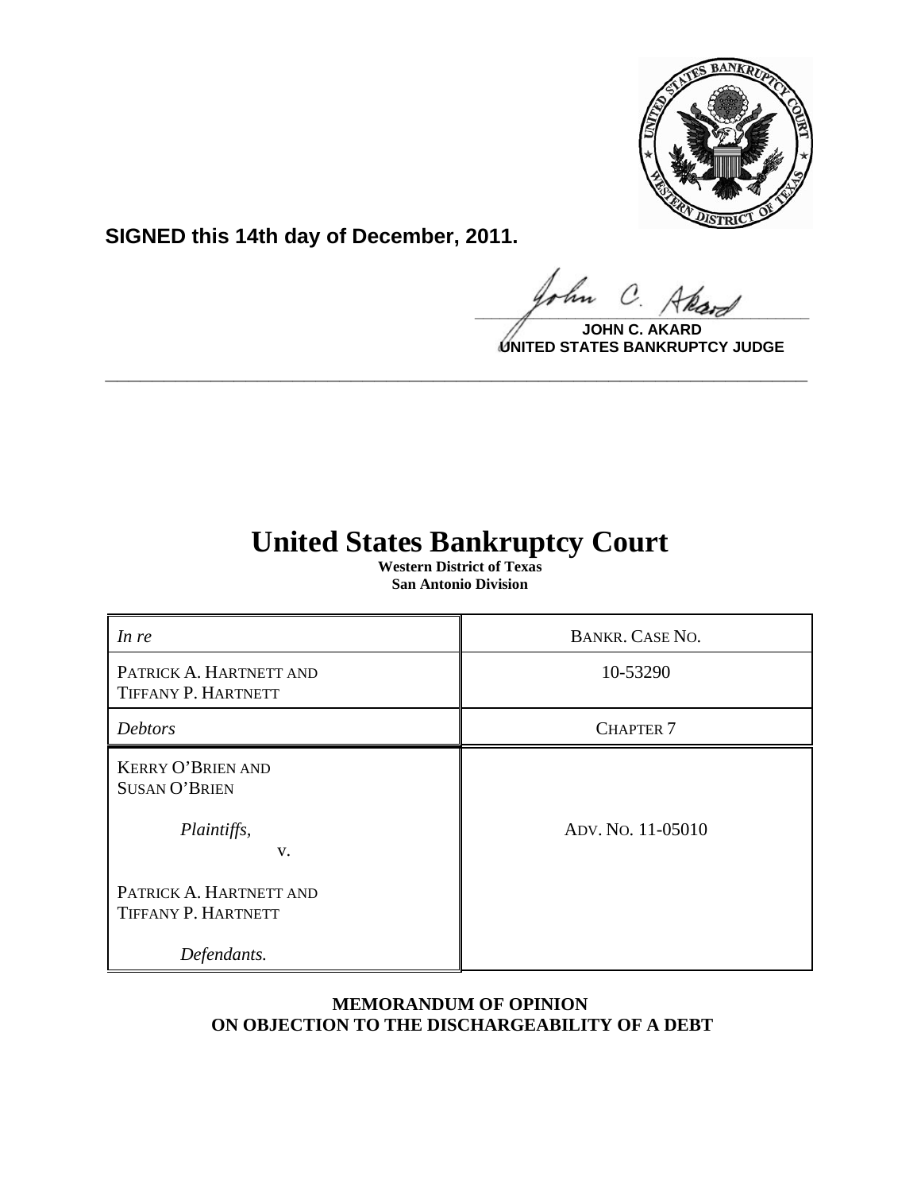**SIGNED this 14th day of December, 2011.**

**JOHN C. AKARD**
**UNITED STATES BANKRUPTCY JUDGE**

---

# United States Bankruptcy Court

**Western District of Texas**
**San Antonio Division**

| | |
|---|---|
| *In re* | BANKR. CASE NO. |
| PATRICK A. HARTNETT AND TIFFANY P. HARTNETT | 10-53290 |
| *Debtors* | CHAPTER 7 |
| KERRY O'BRIEN AND SUSAN O'BRIEN<br><br>*Plaintiffs,*<br>v.<br><br>PATRICK A. HARTNETT AND TIFFANY P. HARTNETT<br><br>*Defendants.* | ADV. NO. 11-05010 |

**MEMORANDUM OF OPINION ON OBJECTION TO THE DISCHARGEABILITY OF A DEBT**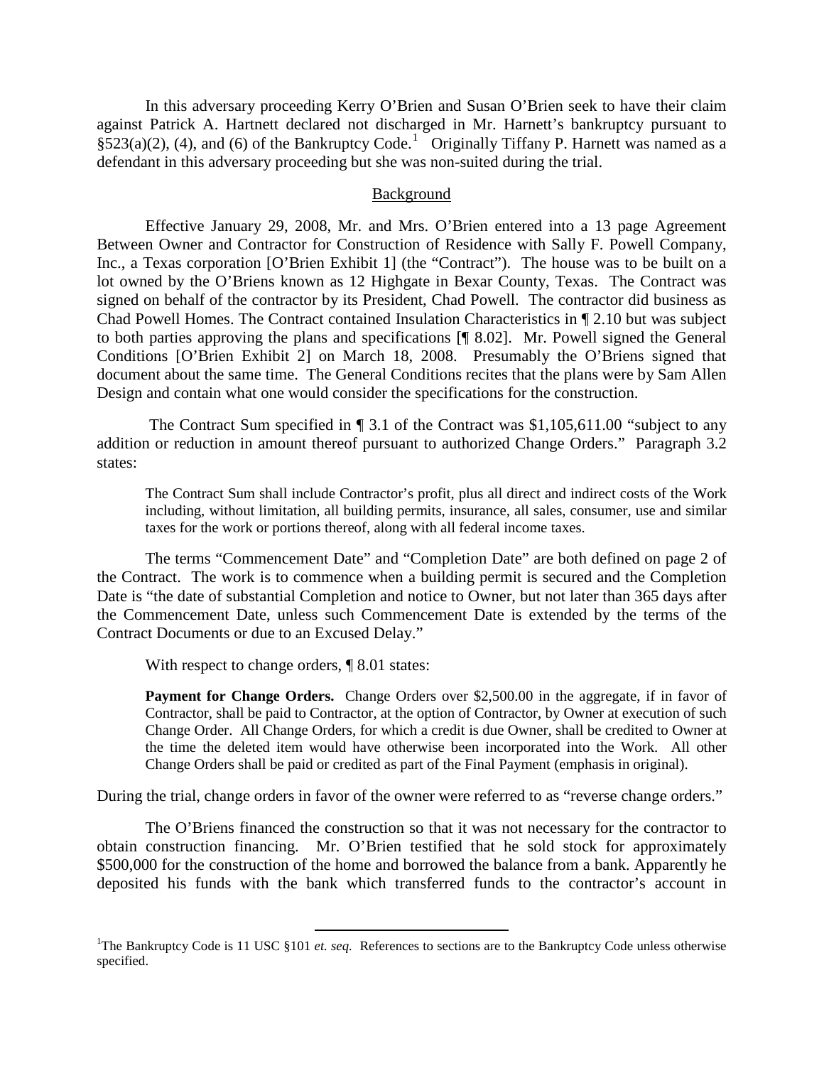In this adversary proceeding Kerry O'Brien and Susan O'Brien seek to have their claim against Patrick A. Hartnett declared not discharged in Mr. Harnett's bankruptcy pursuant to §523(a)(2), (4), and (6) of the Bankruptcy Code.[1] Originally Tiffany P. Harnett was named as a defendant in this adversary proceeding but she was non-suited during the trial.

## Background

Effective January 29, 2008, Mr. and Mrs. O'Brien entered into a 13 page Agreement Between Owner and Contractor for Construction of Residence with Sally F. Powell Company, Inc., a Texas corporation [O'Brien Exhibit 1] (the "Contract"). The house was to be built on a lot owned by the O'Briens known as 12 Highgate in Bexar County, Texas. The Contract was signed on behalf of the contractor by its President, Chad Powell. The contractor did business as Chad Powell Homes. The Contract contained Insulation Characteristics in ¶ 2.10 but was subject to both parties approving the plans and specifications [¶ 8.02]. Mr. Powell signed the General Conditions [O'Brien Exhibit 2] on March 18, 2008. Presumably the O'Briens signed that document about the same time. The General Conditions recites that the plans were by Sam Allen Design and contain what one would consider the specifications for the construction.

The Contract Sum specified in ¶ 3.1 of the Contract was $1,105,611.00 "subject to any addition or reduction in amount thereof pursuant to authorized Change Orders." Paragraph 3.2 states:

> The Contract Sum shall include Contractor's profit, plus all direct and indirect costs of the Work including, without limitation, all building permits, insurance, all sales, consumer, use and similar taxes for the work or portions thereof, along with all federal income taxes.

The terms "Commencement Date" and "Completion Date" are both defined on page 2 of the Contract. The work is to commence when a building permit is secured and the Completion Date is "the date of substantial Completion and notice to Owner, but not later than 365 days after the Commencement Date, unless such Commencement Date is extended by the terms of the Contract Documents or due to an Excused Delay."

With respect to change orders, ¶ 8.01 states:

> **Payment for Change Orders.** Change Orders over $2,500.00 in the aggregate, if in favor of Contractor, shall be paid to Contractor, at the option of Contractor, by Owner at execution of such Change Order. All Change Orders, for which a credit is due Owner, shall be credited to Owner at the time the deleted item would have otherwise been incorporated into the Work. All other Change Orders shall be paid or credited as part of the Final Payment (emphasis in original).

During the trial, change orders in favor of the owner were referred to as "reverse change orders."

The O'Briens financed the construction so that it was not necessary for the contractor to obtain construction financing. Mr. O'Brien testified that he sold stock for approximately $500,000 for the construction of the home and borrowed the balance from a bank. Apparently he deposited his funds with the bank which transferred funds to the contractor's account in

---

[1]The Bankruptcy Code is 11 USC §101 *et. seq.* References to sections are to the Bankruptcy Code unless otherwise specified.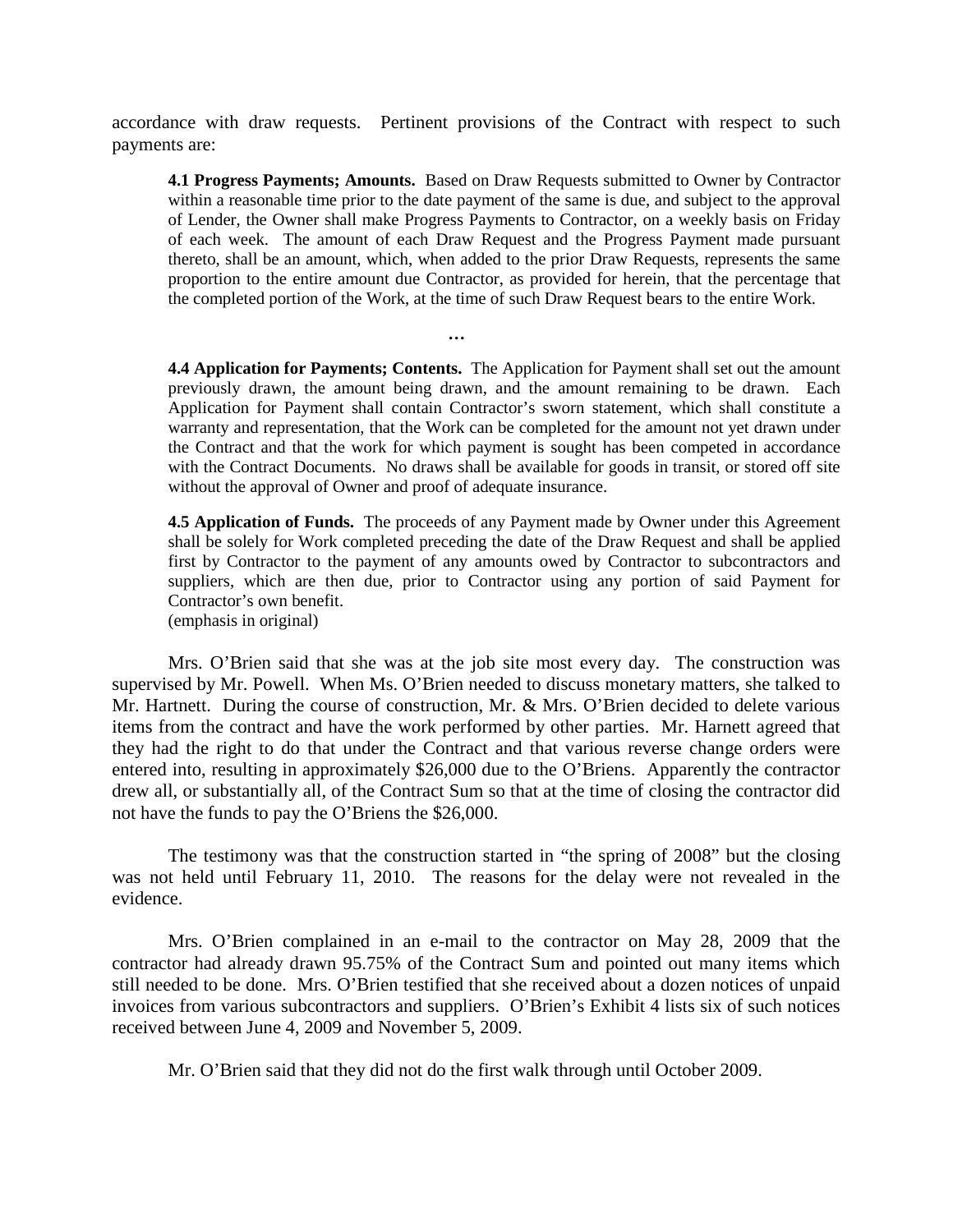accordance with draw requests. Pertinent provisions of the Contract with respect to such payments are:

> **4.1 Progress Payments; Amounts.** Based on Draw Requests submitted to Owner by Contractor within a reasonable time prior to the date payment of the same is due, and subject to the approval of Lender, the Owner shall make Progress Payments to Contractor, on a weekly basis on Friday of each week. The amount of each Draw Request and the Progress Payment made pursuant thereto, shall be an amount, which, when added to the prior Draw Requests, represents the same proportion to the entire amount due Contractor, as provided for herein, that the percentage that the completed portion of the Work, at the time of such Draw Request bears to the entire Work.
>
> …
>
> **4.4 Application for Payments; Contents.** The Application for Payment shall set out the amount previously drawn, the amount being drawn, and the amount remaining to be drawn. Each Application for Payment shall contain Contractor's sworn statement, which shall constitute a warranty and representation, that the Work can be completed for the amount not yet drawn under the Contract and that the work for which payment is sought has been competed in accordance with the Contract Documents. No draws shall be available for goods in transit, or stored off site without the approval of Owner and proof of adequate insurance.
>
> **4.5 Application of Funds.** The proceeds of any Payment made by Owner under this Agreement shall be solely for Work completed preceding the date of the Draw Request and shall be applied first by Contractor to the payment of any amounts owed by Contractor to subcontractors and suppliers, which are then due, prior to Contractor using any portion of said Payment for Contractor's own benefit.
> (emphasis in original)

Mrs. O'Brien said that she was at the job site most every day. The construction was supervised by Mr. Powell. When Ms. O'Brien needed to discuss monetary matters, she talked to Mr. Hartnett. During the course of construction, Mr. & Mrs. O'Brien decided to delete various items from the contract and have the work performed by other parties. Mr. Harnett agreed that they had the right to do that under the Contract and that various reverse change orders were entered into, resulting in approximately $26,000 due to the O'Briens. Apparently the contractor drew all, or substantially all, of the Contract Sum so that at the time of closing the contractor did not have the funds to pay the O'Briens the $26,000.

The testimony was that the construction started in "the spring of 2008" but the closing was not held until February 11, 2010. The reasons for the delay were not revealed in the evidence.

Mrs. O'Brien complained in an e-mail to the contractor on May 28, 2009 that the contractor had already drawn 95.75% of the Contract Sum and pointed out many items which still needed to be done. Mrs. O'Brien testified that she received about a dozen notices of unpaid invoices from various subcontractors and suppliers. O'Brien's Exhibit 4 lists six of such notices received between June 4, 2009 and November 5, 2009.

Mr. O'Brien said that they did not do the first walk through until October 2009.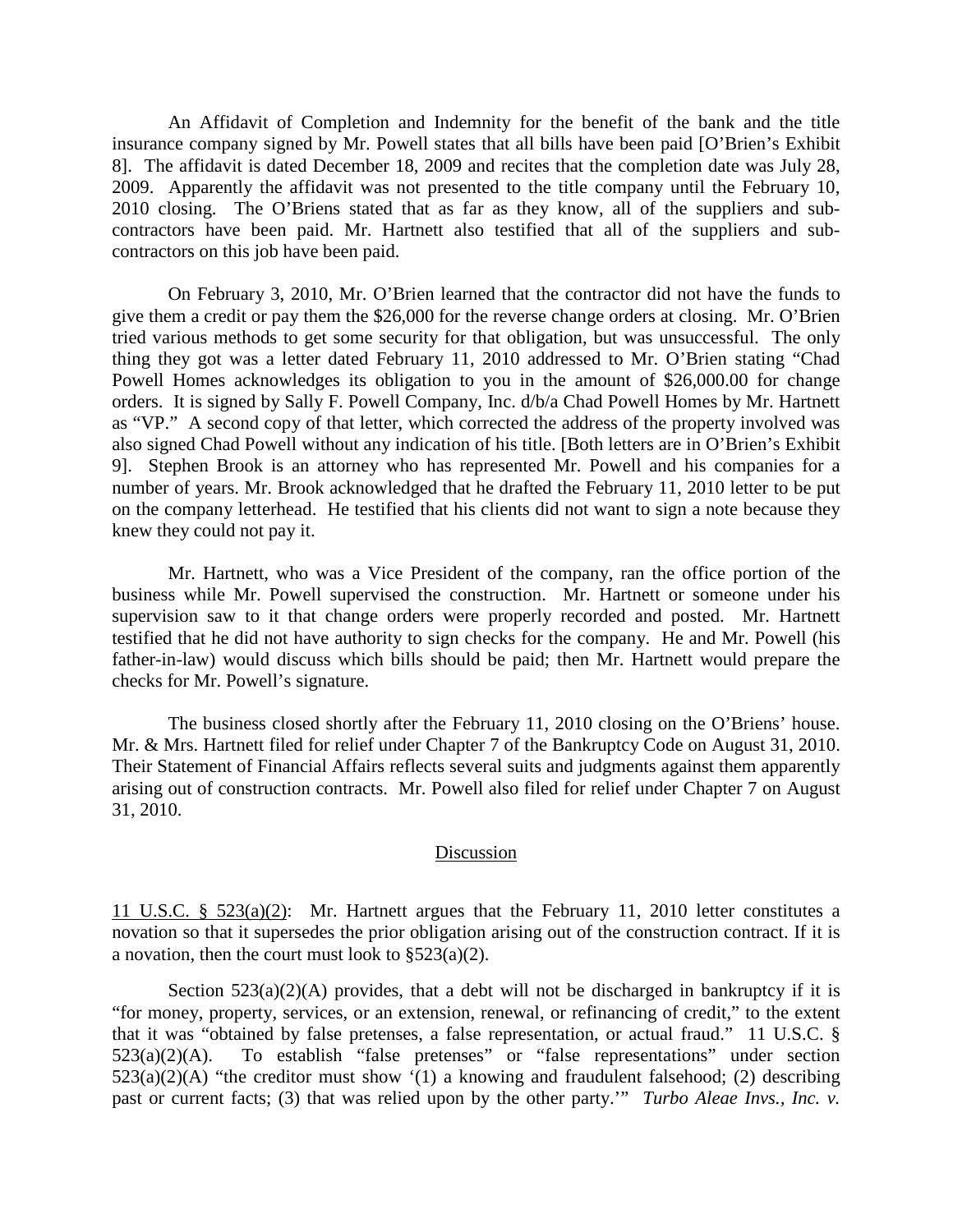An Affidavit of Completion and Indemnity for the benefit of the bank and the title insurance company signed by Mr. Powell states that all bills have been paid [O'Brien's Exhibit 8]. The affidavit is dated December 18, 2009 and recites that the completion date was July 28, 2009. Apparently the affidavit was not presented to the title company until the February 10, 2010 closing. The O'Briens stated that as far as they know, all of the suppliers and sub-contractors have been paid. Mr. Hartnett also testified that all of the suppliers and sub-contractors on this job have been paid.

On February 3, 2010, Mr. O'Brien learned that the contractor did not have the funds to give them a credit or pay them the $26,000 for the reverse change orders at closing. Mr. O'Brien tried various methods to get some security for that obligation, but was unsuccessful. The only thing they got was a letter dated February 11, 2010 addressed to Mr. O'Brien stating "Chad Powell Homes acknowledges its obligation to you in the amount of $26,000.00 for change orders. It is signed by Sally F. Powell Company, Inc. d/b/a Chad Powell Homes by Mr. Hartnett as "VP." A second copy of that letter, which corrected the address of the property involved was also signed Chad Powell without any indication of his title. [Both letters are in O'Brien's Exhibit 9]. Stephen Brook is an attorney who has represented Mr. Powell and his companies for a number of years. Mr. Brook acknowledged that he drafted the February 11, 2010 letter to be put on the company letterhead. He testified that his clients did not want to sign a note because they knew they could not pay it.

Mr. Hartnett, who was a Vice President of the company, ran the office portion of the business while Mr. Powell supervised the construction. Mr. Hartnett or someone under his supervision saw to it that change orders were properly recorded and posted. Mr. Hartnett testified that he did not have authority to sign checks for the company. He and Mr. Powell (his father-in-law) would discuss which bills should be paid; then Mr. Hartnett would prepare the checks for Mr. Powell's signature.

The business closed shortly after the February 11, 2010 closing on the O'Briens' house. Mr. & Mrs. Hartnett filed for relief under Chapter 7 of the Bankruptcy Code on August 31, 2010. Their Statement of Financial Affairs reflects several suits and judgments against them apparently arising out of construction contracts. Mr. Powell also filed for relief under Chapter 7 on August 31, 2010.

## Discussion

11 U.S.C. § 523(a)(2): Mr. Hartnett argues that the February 11, 2010 letter constitutes a novation so that it supersedes the prior obligation arising out of the construction contract. If it is a novation, then the court must look to §523(a)(2).

Section 523(a)(2)(A) provides, that a debt will not be discharged in bankruptcy if it is "for money, property, services, or an extension, renewal, or refinancing of credit," to the extent that it was "obtained by false pretenses, a false representation, or actual fraud." 11 U.S.C. § 523(a)(2)(A). To establish "false pretenses" or "false representations" under section 523(a)(2)(A) "the creditor must show '(1) a knowing and fraudulent falsehood; (2) describing past or current facts; (3) that was relied upon by the other party.'" *Turbo Aleae Invs., Inc. v.*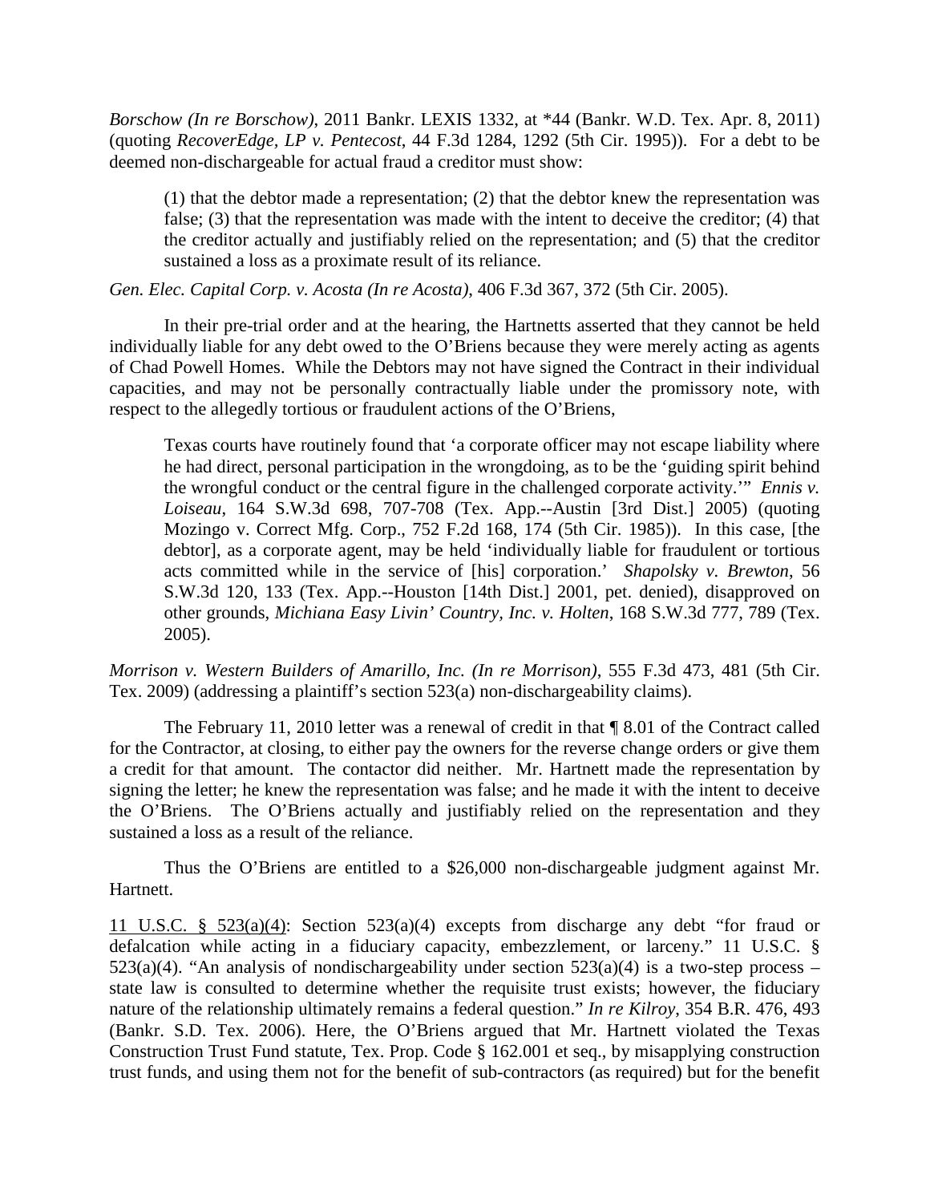*Borschow (In re Borschow)*, 2011 Bankr. LEXIS 1332, at *44 (Bankr. W.D. Tex. Apr. 8, 2011) (quoting *RecoverEdge, LP v. Pentecost*, 44 F.3d 1284, 1292 (5th Cir. 1995)). For a debt to be deemed non-dischargeable for actual fraud a creditor must show:

> (1) that the debtor made a representation; (2) that the debtor knew the representation was false; (3) that the representation was made with the intent to deceive the creditor; (4) that the creditor actually and justifiably relied on the representation; and (5) that the creditor sustained a loss as a proximate result of its reliance.

*Gen. Elec. Capital Corp. v. Acosta (In re Acosta)*, 406 F.3d 367, 372 (5th Cir. 2005).

In their pre-trial order and at the hearing, the Hartnetts asserted that they cannot be held individually liable for any debt owed to the O'Briens because they were merely acting as agents of Chad Powell Homes. While the Debtors may not have signed the Contract in their individual capacities, and may not be personally contractually liable under the promissory note, with respect to the allegedly tortious or fraudulent actions of the O'Briens,

> Texas courts have routinely found that 'a corporate officer may not escape liability where he had direct, personal participation in the wrongdoing, as to be the 'guiding spirit behind the wrongful conduct or the central figure in the challenged corporate activity.'" *Ennis v. Loiseau*, 164 S.W.3d 698, 707-708 (Tex. App.--Austin [3rd Dist.] 2005) (quoting Mozingo v. Correct Mfg. Corp., 752 F.2d 168, 174 (5th Cir. 1985)). In this case, [the debtor], as a corporate agent, may be held 'individually liable for fraudulent or tortious acts committed while in the service of [his] corporation.' *Shapolsky v. Brewton*, 56 S.W.3d 120, 133 (Tex. App.--Houston [14th Dist.] 2001, pet. denied), disapproved on other grounds, *Michiana Easy Livin' Country, Inc. v. Holten*, 168 S.W.3d 777, 789 (Tex. 2005).

*Morrison v. Western Builders of Amarillo, Inc. (In re Morrison)*, 555 F.3d 473, 481 (5th Cir. Tex. 2009) (addressing a plaintiff's section 523(a) non-dischargeability claims).

The February 11, 2010 letter was a renewal of credit in that ¶ 8.01 of the Contract called for the Contractor, at closing, to either pay the owners for the reverse change orders or give them a credit for that amount. The contactor did neither. Mr. Hartnett made the representation by signing the letter; he knew the representation was false; and he made it with the intent to deceive the O'Briens. The O'Briens actually and justifiably relied on the representation and they sustained a loss as a result of the reliance.

Thus the O'Briens are entitled to a $26,000 non-dischargeable judgment against Mr. Hartnett.

<u>11 U.S.C. § 523(a)(4)</u>: Section 523(a)(4) excepts from discharge any debt "for fraud or defalcation while acting in a fiduciary capacity, embezzlement, or larceny." 11 U.S.C. § 523(a)(4). "An analysis of nondischargeability under section 523(a)(4) is a two-step process – state law is consulted to determine whether the requisite trust exists; however, the fiduciary nature of the relationship ultimately remains a federal question." *In re Kilroy*, 354 B.R. 476, 493 (Bankr. S.D. Tex. 2006). Here, the O'Briens argued that Mr. Hartnett violated the Texas Construction Trust Fund statute, Tex. Prop. Code § 162.001 et seq., by misapplying construction trust funds, and using them not for the benefit of sub-contractors (as required) but for the benefit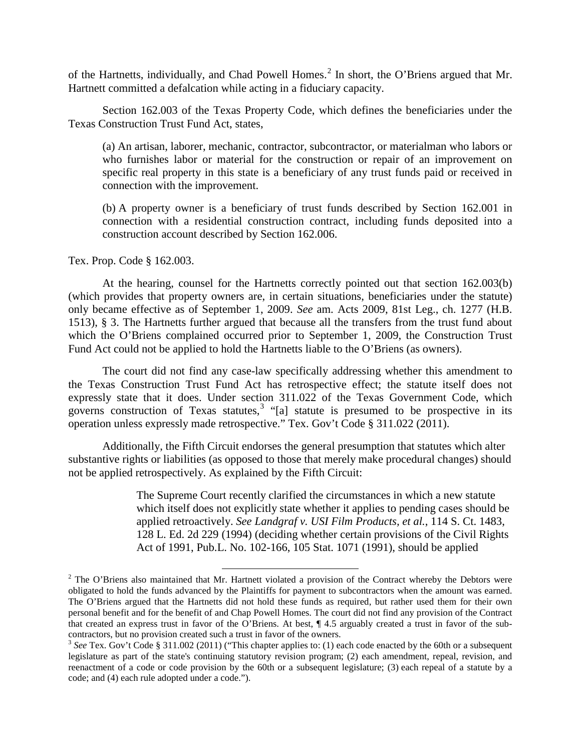of the Hartnetts, individually, and Chad Powell Homes.[2] In short, the O'Briens argued that Mr. Hartnett committed a defalcation while acting in a fiduciary capacity.

Section 162.003 of the Texas Property Code, which defines the beneficiaries under the Texas Construction Trust Fund Act, states,

> (a) An artisan, laborer, mechanic, contractor, subcontractor, or materialman who labors or who furnishes labor or material for the construction or repair of an improvement on specific real property in this state is a beneficiary of any trust funds paid or received in connection with the improvement.
>
> (b) A property owner is a beneficiary of trust funds described by Section 162.001 in connection with a residential construction contract, including funds deposited into a construction account described by Section 162.006.

Tex. Prop. Code § 162.003.

At the hearing, counsel for the Hartnetts correctly pointed out that section 162.003(b) (which provides that property owners are, in certain situations, beneficiaries under the statute) only became effective as of September 1, 2009. *See* am. Acts 2009, 81st Leg., ch. 1277 (H.B. 1513), § 3. The Hartnetts further argued that because all the transfers from the trust fund about which the O'Briens complained occurred prior to September 1, 2009, the Construction Trust Fund Act could not be applied to hold the Hartnetts liable to the O'Briens (as owners).

The court did not find any case-law specifically addressing whether this amendment to the Texas Construction Trust Fund Act has retrospective effect; the statute itself does not expressly state that it does. Under section 311.022 of the Texas Government Code, which governs construction of Texas statutes,[3] "[a] statute is presumed to be prospective in its operation unless expressly made retrospective." Tex. Gov't Code § 311.022 (2011).

Additionally, the Fifth Circuit endorses the general presumption that statutes which alter substantive rights or liabilities (as opposed to those that merely make procedural changes) should not be applied retrospectively. As explained by the Fifth Circuit:

> The Supreme Court recently clarified the circumstances in which a new statute which itself does not explicitly state whether it applies to pending cases should be applied retroactively. *See Landgraf v. USI Film Products, et al.*, 114 S. Ct. 1483, 128 L. Ed. 2d 229 (1994) (deciding whether certain provisions of the Civil Rights Act of 1991, Pub.L. No. 102-166, 105 Stat. 1071 (1991), should be applied

---

[2] The O'Briens also maintained that Mr. Hartnett violated a provision of the Contract whereby the Debtors were obligated to hold the funds advanced by the Plaintiffs for payment to subcontractors when the amount was earned. The O'Briens argued that the Hartnetts did not hold these funds as required, but rather used them for their own personal benefit and for the benefit of and Chap Powell Homes. The court did not find any provision of the Contract that created an express trust in favor of the O'Briens. At best, ¶ 4.5 arguably created a trust in favor of the subcontractors, but no provision created such a trust in favor of the owners.

[3] *See* Tex. Gov't Code § 311.002 (2011) ("This chapter applies to: (1) each code enacted by the 60th or a subsequent legislature as part of the state's continuing statutory revision program; (2) each amendment, repeal, revision, and reenactment of a code or code provision by the 60th or a subsequent legislature; (3) each repeal of a statute by a code; and (4) each rule adopted under a code.").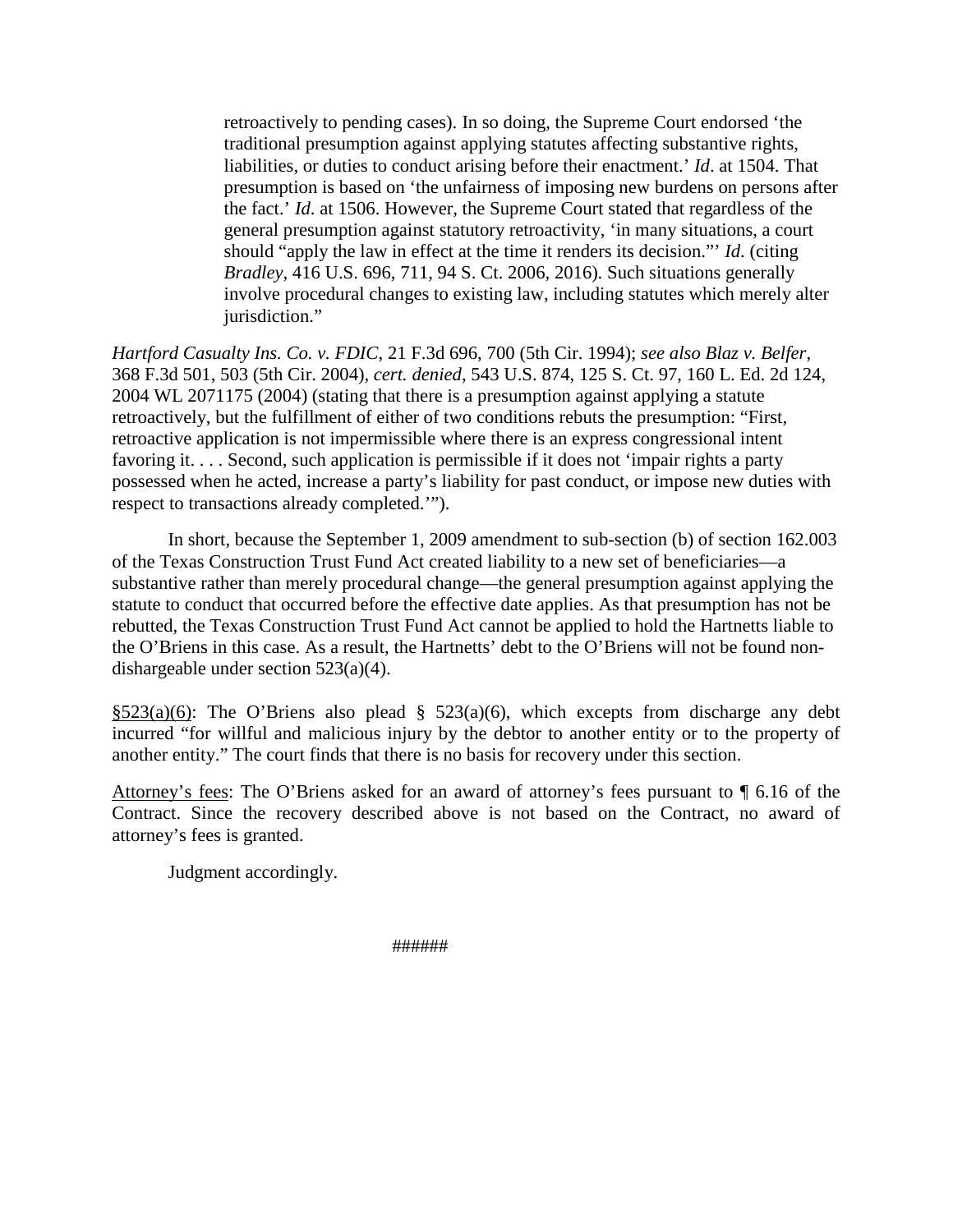> retroactively to pending cases). In so doing, the Supreme Court endorsed 'the traditional presumption against applying statutes affecting substantive rights, liabilities, or duties to conduct arising before their enactment.' *Id*. at 1504. That presumption is based on 'the unfairness of imposing new burdens on persons after the fact.' *Id*. at 1506. However, the Supreme Court stated that regardless of the general presumption against statutory retroactivity, 'in many situations, a court should "apply the law in effect at the time it renders its decision."' *Id*. (citing *Bradley*, 416 U.S. 696, 711, 94 S. Ct. 2006, 2016). Such situations generally involve procedural changes to existing law, including statutes which merely alter jurisdiction."

*Hartford Casualty Ins. Co. v. FDIC*, 21 F.3d 696, 700 (5th Cir. 1994); *see also Blaz v. Belfer*, 368 F.3d 501, 503 (5th Cir. 2004), *cert. denied*, 543 U.S. 874, 125 S. Ct. 97, 160 L. Ed. 2d 124, 2004 WL 2071175 (2004) (stating that there is a presumption against applying a statute retroactively, but the fulfillment of either of two conditions rebuts the presumption: "First, retroactive application is not impermissible where there is an express congressional intent favoring it. . . . Second, such application is permissible if it does not 'impair rights a party possessed when he acted, increase a party's liability for past conduct, or impose new duties with respect to transactions already completed.'").

In short, because the September 1, 2009 amendment to sub-section (b) of section 162.003 of the Texas Construction Trust Fund Act created liability to a new set of beneficiaries—a substantive rather than merely procedural change—the general presumption against applying the statute to conduct that occurred before the effective date applies. As that presumption has not be rebutted, the Texas Construction Trust Fund Act cannot be applied to hold the Hartnetts liable to the O'Briens in this case. As a result, the Hartnetts' debt to the O'Briens will not be found non-dishargeable under section 523(a)(4).

<u>§523(a)(6)</u>: The O'Briens also plead § 523(a)(6), which excepts from discharge any debt incurred "for willful and malicious injury by the debtor to another entity or to the property of another entity." The court finds that there is no basis for recovery under this section.

<u>Attorney's fees</u>: The O'Briens asked for an award of attorney's fees pursuant to ¶ 6.16 of the Contract. Since the recovery described above is not based on the Contract, no award of attorney's fees is granted.

Judgment accordingly.

######